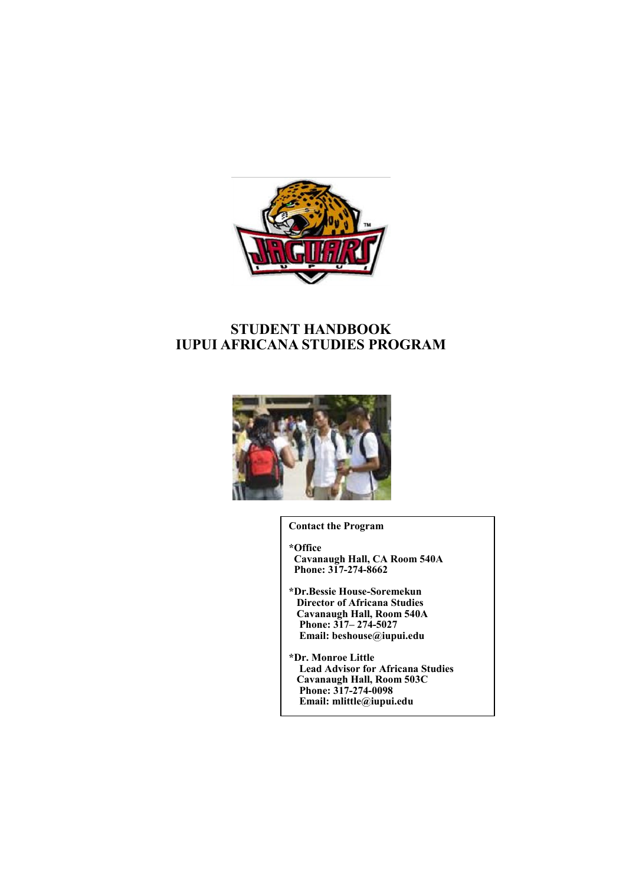# STUDENT HANDBOOK
# IUPUI AFRICANA STUDIES PROGRAM

**Contact the Program**

***Office**
**Cavanaugh Hall, CA Room 540A**
**Phone: 317-274-8662**

***Dr.Bessie House-Soremekun**
**Director of Africana Studies**
**Cavanaugh Hall, Room 540A**
**Phone: 317– 274-5027**
**Email: beshouse@iupui.edu**

***Dr. Monroe Little**
**Lead Advisor for Africana Studies**
**Cavanaugh Hall, Room 503C**
**Phone: 317-274-0098**
**Email: mlittle@iupui.edu**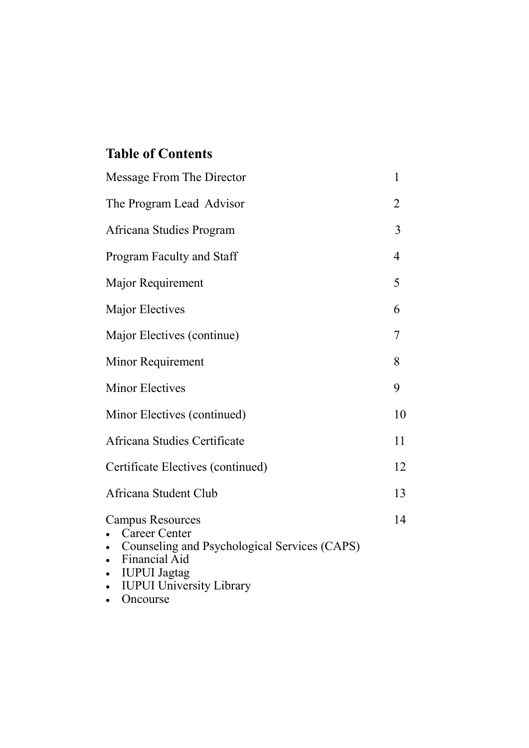## Table of Contents

| | |
|---|---|
| Message From The Director | 1 |
| The Program Lead  Advisor | 2 |
| Africana Studies Program | 3 |
| Program Faculty and Staff | 4 |
| Major Requirement | 5 |
| Major Electives | 6 |
| Major Electives (continue) | 7 |
| Minor Requirement | 8 |
| Minor Electives | 9 |
| Minor Electives (continued) | 10 |
| Africana Studies Certificate | 11 |
| Certificate Electives (continued) | 12 |
| Africana Student Club | 13 |
| Campus Resources | 14 |

- Career Center
- Counseling and Psychological Services (CAPS)
- Financial Aid
- IUPUI Jagtag
- IUPUI University Library
- Oncourse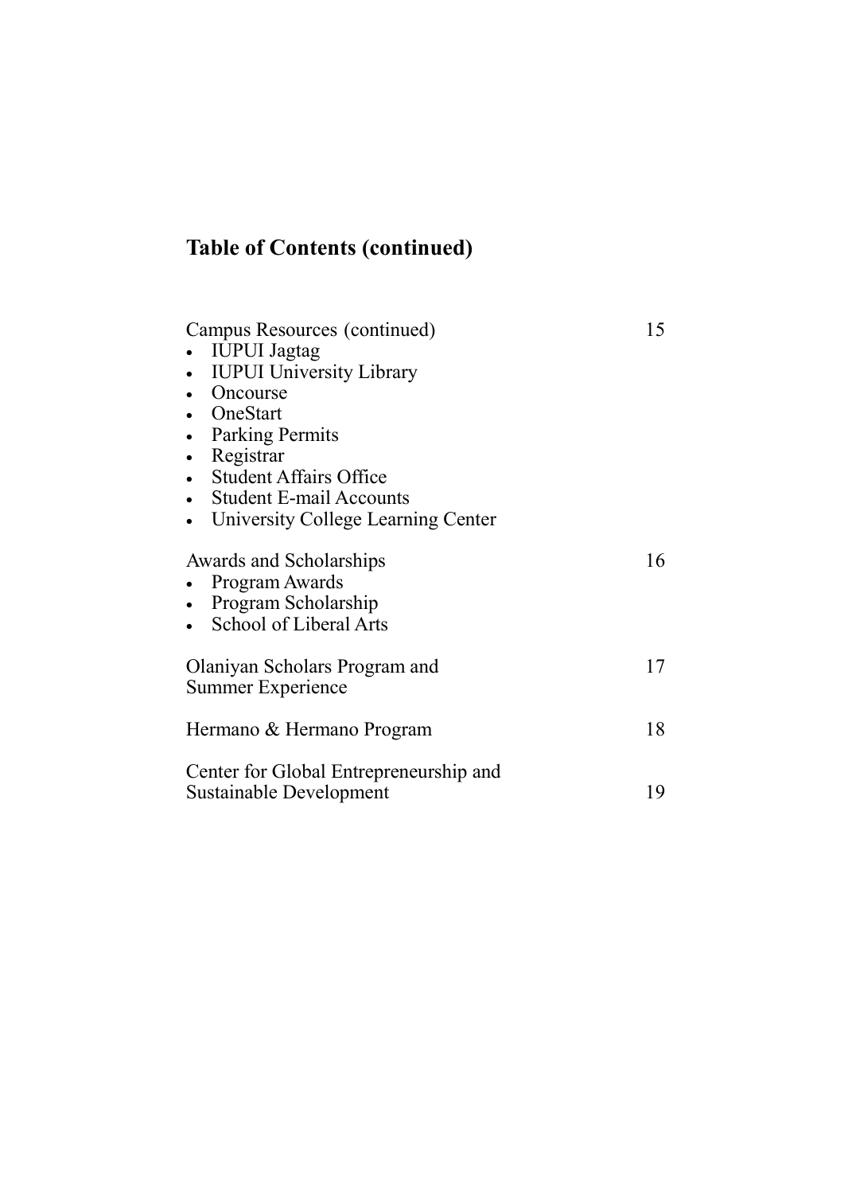## Table of Contents (continued)

| | |
|---|---|
| Campus Resources (continued)<br>• IUPUI Jagtag<br>• IUPUI University Library<br>• Oncourse<br>• OneStart<br>• Parking Permits<br>• Registrar<br>• Student Affairs Office<br>• Student E-mail Accounts<br>• University College Learning Center | 15 |
| Awards and Scholarships<br>• Program Awards<br>• Program Scholarship<br>• School of Liberal Arts | 16 |
| Olaniyan Scholars Program and Summer Experience | 17 |
| Hermano & Hermano Program | 18 |
| Center for Global Entrepreneurship and Sustainable Development | 19 |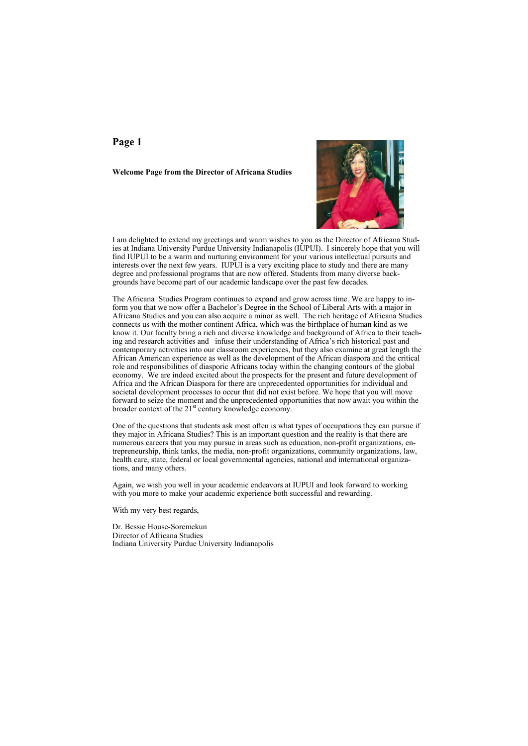# Page 1

**Welcome Page from the Director of Africana Studies**

I am delighted to extend my greetings and warm wishes to you as the Director of Africana Studies at Indiana University Purdue University Indianapolis (IUPUI). I sincerely hope that you will find IUPUI to be a warm and nurturing environment for your various intellectual pursuits and interests over the next few years. IUPUI is a very exciting place to study and there are many degree and professional programs that are now offered. Students from many diverse backgrounds have become part of our academic landscape over the past few decades.

The Africana Studies Program continues to expand and grow across time. We are happy to inform you that we now offer a Bachelor's Degree in the School of Liberal Arts with a major in Africana Studies and you can also acquire a minor as well. The rich heritage of Africana Studies connects us with the mother continent Africa, which was the birthplace of human kind as we know it. Our faculty bring a rich and diverse knowledge and background of Africa to their teaching and research activities and infuse their understanding of Africa's rich historical past and contemporary activities into our classroom experiences, but they also examine at great length the African American experience as well as the development of the African diaspora and the critical role and responsibilities of diasporic Africans today within the changing contours of the global economy. We are indeed excited about the prospects for the present and future development of Africa and the African Diaspora for there are unprecedented opportunities for individual and societal development processes to occur that did not exist before. We hope that you will move forward to seize the moment and the unprecedented opportunities that now await you within the broader context of the 21st century knowledge economy.

One of the questions that students ask most often is what types of occupations they can pursue if they major in Africana Studies? This is an important question and the reality is that there are numerous careers that you may pursue in areas such as education, non-profit organizations, entrepreneurship, think tanks, the media, non-profit organizations, community organizations, law, health care, state, federal or local governmental agencies, national and international organizations, and many others.

Again, we wish you well in your academic endeavors at IUPUI and look forward to working with you more to make your academic experience both successful and rewarding.

With my very best regards,

Dr. Bessie House-Soremekun  
Director of Africana Studies  
Indiana University Purdue University Indianapolis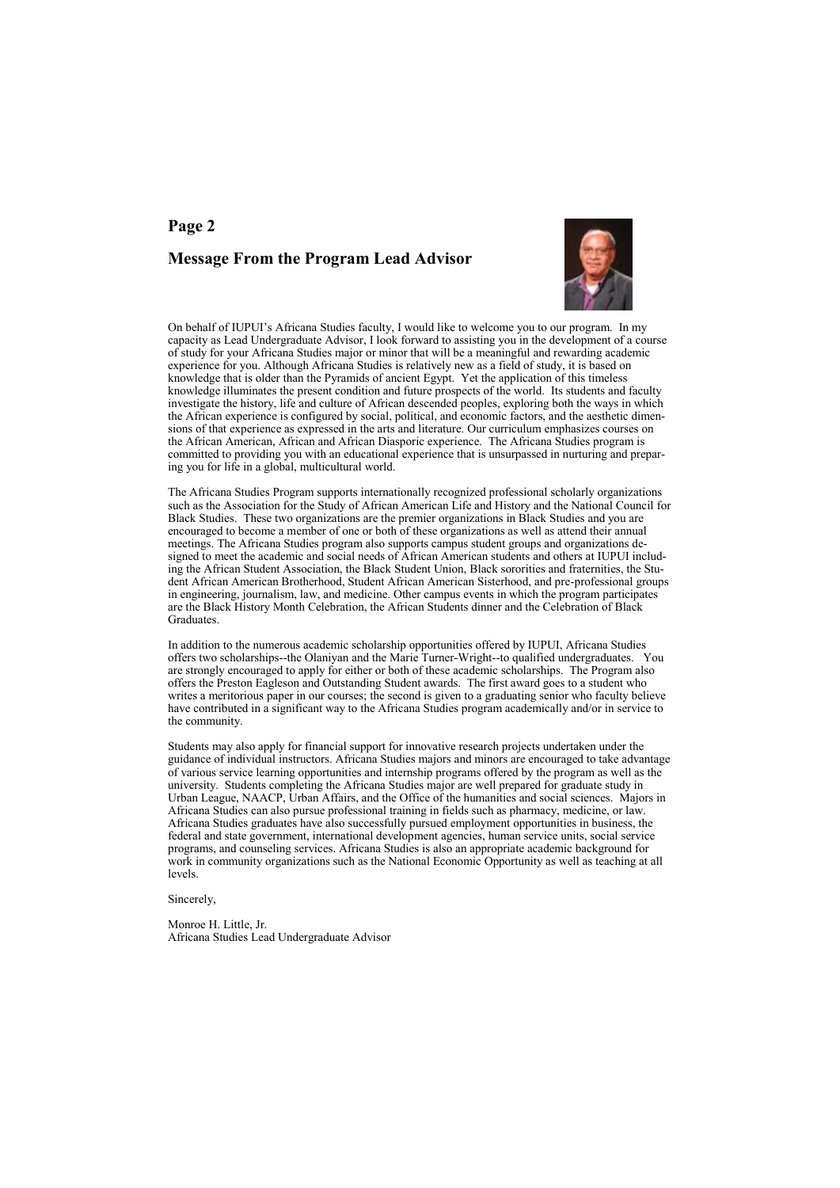## Message From the Program Lead Advisor

On behalf of IUPUI's Africana Studies faculty, I would like to welcome you to our program. In my capacity as Lead Undergraduate Advisor, I look forward to assisting you in the development of a course of study for your Africana Studies major or minor that will be a meaningful and rewarding academic experience for you. Although Africana Studies is relatively new as a field of study, it is based on knowledge that is older than the Pyramids of ancient Egypt. Yet the application of this timeless knowledge illuminates the present condition and future prospects of the world. Its students and faculty investigate the history, life and culture of African descended peoples, exploring both the ways in which the African experience is configured by social, political, and economic factors, and the aesthetic dimensions of that experience as expressed in the arts and literature. Our curriculum emphasizes courses on the African American, African and African Diasporic experience. The Africana Studies program is committed to providing you with an educational experience that is unsurpassed in nurturing and preparing you for life in a global, multicultural world.

The Africana Studies Program supports internationally recognized professional scholarly organizations such as the Association for the Study of African American Life and History and the National Council for Black Studies. These two organizations are the premier organizations in Black Studies and you are encouraged to become a member of one or both of these organizations as well as attend their annual meetings. The Africana Studies program also supports campus student groups and organizations designed to meet the academic and social needs of African American students and others at IUPUI including the African Student Association, the Black Student Union, Black sororities and fraternities, the Student African American Brotherhood, Student African American Sisterhood, and pre-professional groups in engineering, journalism, law, and medicine. Other campus events in which the program participates are the Black History Month Celebration, the African Students dinner and the Celebration of Black Graduates.

In addition to the numerous academic scholarship opportunities offered by IUPUI, Africana Studies offers two scholarships--the Olaniyan and the Marie Turner-Wright--to qualified undergraduates. You are strongly encouraged to apply for either or both of these academic scholarships. The Program also offers the Preston Eagleson and Outstanding Student awards. The first award goes to a student who writes a meritorious paper in our courses; the second is given to a graduating senior who faculty believe have contributed in a significant way to the Africana Studies program academically and/or in service to the community.

Students may also apply for financial support for innovative research projects undertaken under the guidance of individual instructors. Africana Studies majors and minors are encouraged to take advantage of various service learning opportunities and internship programs offered by the program as well as the university. Students completing the Africana Studies major are well prepared for graduate study in Urban League, NAACP, Urban Affairs, and the Office of the humanities and social sciences. Majors in Africana Studies can also pursue professional training in fields such as pharmacy, medicine, or law. Africana Studies graduates have also successfully pursued employment opportunities in business, the federal and state government, international development agencies, human service units, social service programs, and counseling services. Africana Studies is also an appropriate academic background for work in community organizations such as the National Economic Opportunity as well as teaching at all levels.

Sincerely,

Monroe H. Little, Jr.
Africana Studies Lead Undergraduate Advisor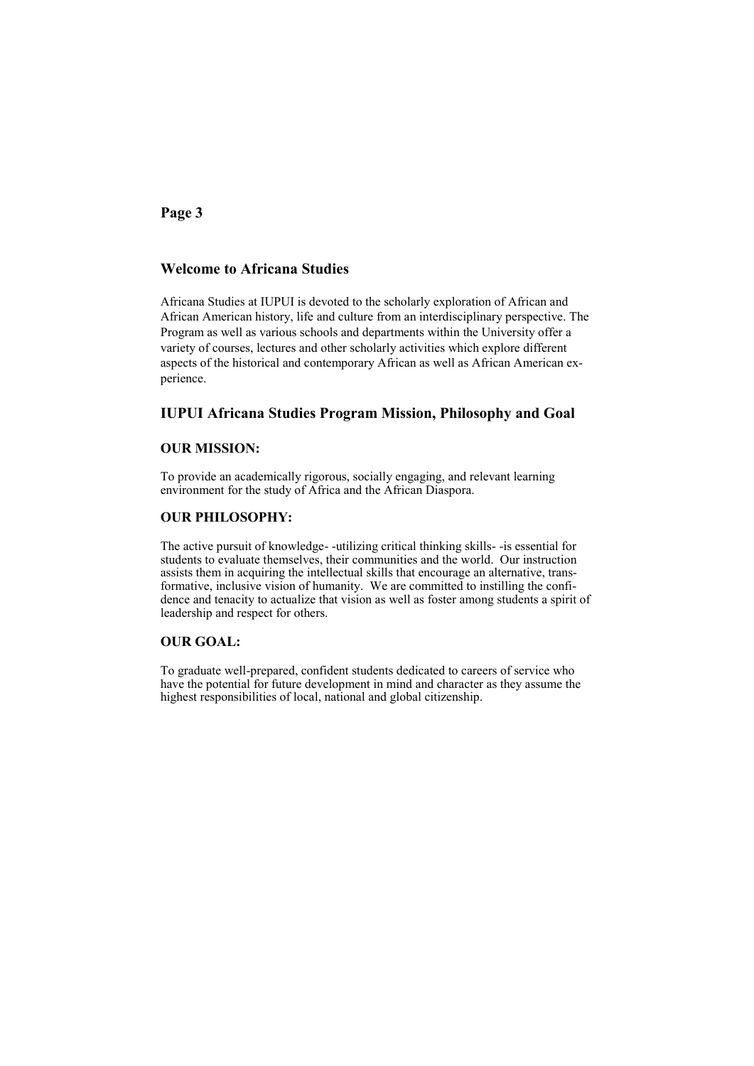## Welcome to Africana Studies

Africana Studies at IUPUI is devoted to the scholarly exploration of African and African American history, life and culture from an interdisciplinary perspective. The Program as well as various schools and departments within the University offer a variety of courses, lectures and other scholarly activities which explore different aspects of the historical and contemporary African as well as African American experience.

## IUPUI Africana Studies Program Mission, Philosophy and Goal

### OUR MISSION:

To provide an academically rigorous, socially engaging, and relevant learning environment for the study of Africa and the African Diaspora.

### OUR PHILOSOPHY:

The active pursuit of knowledge- -utilizing critical thinking skills- -is essential for students to evaluate themselves, their communities and the world. Our instruction assists them in acquiring the intellectual skills that encourage an alternative, transformative, inclusive vision of humanity. We are committed to instilling the confidence and tenacity to actualize that vision as well as foster among students a spirit of leadership and respect for others.

### OUR GOAL:

To graduate well-prepared, confident students dedicated to careers of service who have the potential for future development in mind and character as they assume the highest responsibilities of local, national and global citizenship.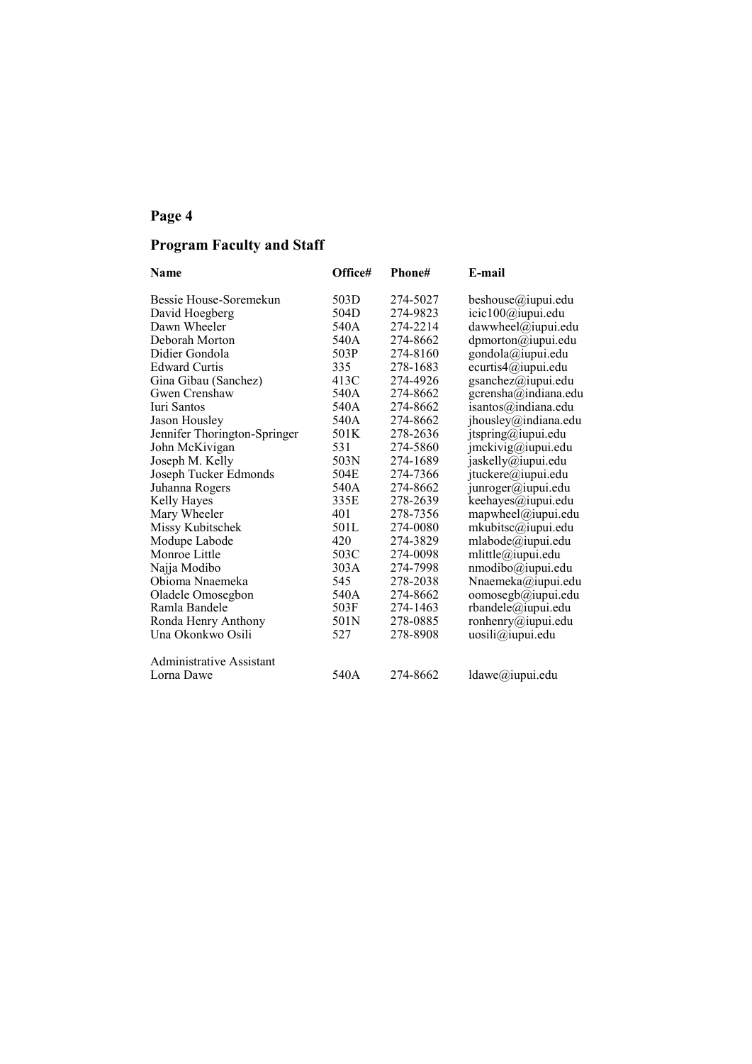## Program Faculty and Staff

| Name | Office# | Phone# | E-mail |
|---|---|---|---|
| Bessie House-Soremekun | 503D | 274-5027 | beshouse@iupui.edu |
| David Hoegberg | 504D | 274-9823 | icic100@iupui.edu |
| Dawn Wheeler | 540A | 274-2214 | dawwheel@iupui.edu |
| Deborah Morton | 540A | 274-8662 | dpmorton@iupui.edu |
| Didier Gondola | 503P | 274-8160 | gondola@iupui.edu |
| Edward Curtis | 335 | 278-1683 | ecurtis4@iupui.edu |
| Gina Gibau (Sanchez) | 413C | 274-4926 | gsanchez@iupui.edu |
| Gwen Crenshaw | 540A | 274-8662 | gcrensha@indiana.edu |
| Iuri Santos | 540A | 274-8662 | isantos@indiana.edu |
| Jason Housley | 540A | 274-8662 | jhousley@indiana.edu |
| Jennifer Thorington-Springer | 501K | 278-2636 | jtspring@iupui.edu |
| John McKivigan | 531 | 274-5860 | jmckivig@iupui.edu |
| Joseph M. Kelly | 503N | 274-1689 | jaskelly@iupui.edu |
| Joseph Tucker Edmonds | 504E | 274-7366 | jtuckere@iupui.edu |
| Juhanna Rogers | 540A | 274-8662 | junroger@iupui.edu |
| Kelly Hayes | 335E | 278-2639 | keehayes@iupui.edu |
| Mary Wheeler | 401 | 278-7356 | mapwheel@iupui.edu |
| Missy Kubitschek | 501L | 274-0080 | mkubitsc@iupui.edu |
| Modupe Labode | 420 | 274-3829 | mlabode@iupui.edu |
| Monroe Little | 503C | 274-0098 | mlittle@iupui.edu |
| Najja Modibo | 303A | 274-7998 | nmodibo@iupui.edu |
| Obioma Nnaemeka | 545 | 278-2038 | Nnaemeka@iupui.edu |
| Oladele Omosegbon | 540A | 274-8662 | oomosegb@iupui.edu |
| Ramla Bandele | 503F | 274-1463 | rbandele@iupui.edu |
| Ronda Henry Anthony | 501N | 278-0885 | ronhenry@iupui.edu |
| Una Okonkwo Osili | 527 | 278-8908 | uosili@iupui.edu |
| Administrative Assistant | | | |
| Lorna Dawe | 540A | 274-8662 | ldawe@iupui.edu |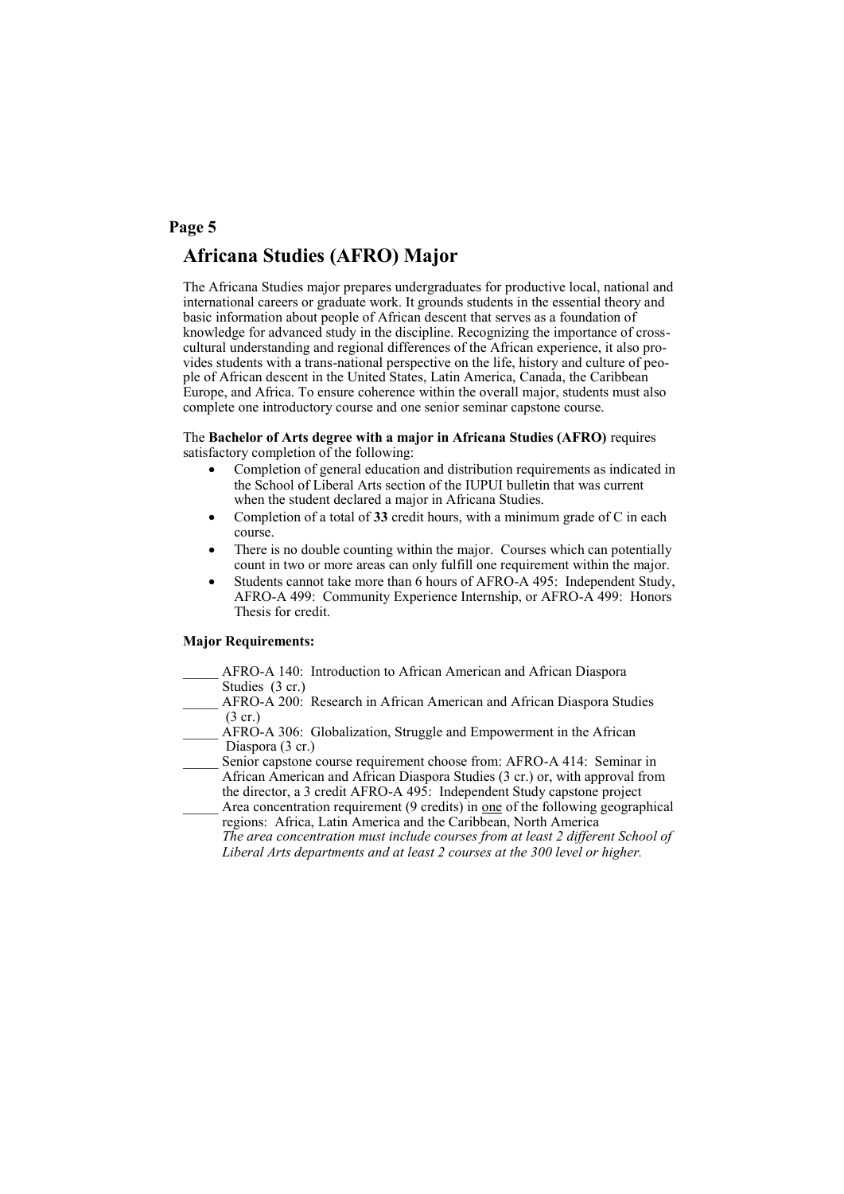# Africana Studies (AFRO) Major

The Africana Studies major prepares undergraduates for productive local, national and international careers or graduate work. It grounds students in the essential theory and basic information about people of African descent that serves as a foundation of knowledge for advanced study in the discipline. Recognizing the importance of cross-cultural understanding and regional differences of the African experience, it also provides students with a trans-national perspective on the life, history and culture of people of African descent in the United States, Latin America, Canada, the Caribbean Europe, and Africa. To ensure coherence within the overall major, students must also complete one introductory course and one senior seminar capstone course.

The **Bachelor of Arts degree with a major in Africana Studies (AFRO)** requires satisfactory completion of the following:

- Completion of general education and distribution requirements as indicated in the School of Liberal Arts section of the IUPUI bulletin that was current when the student declared a major in Africana Studies.
- Completion of a total of **33** credit hours, with a minimum grade of C in each course.
- There is no double counting within the major. Courses which can potentially count in two or more areas can only fulfill one requirement within the major.
- Students cannot take more than 6 hours of AFRO-A 495: Independent Study, AFRO-A 499: Community Experience Internship, or AFRO-A 499: Honors Thesis for credit.

**Major Requirements:**

_____ AFRO-A 140: Introduction to African American and African Diaspora Studies (3 cr.)

_____ AFRO-A 200: Research in African American and African Diaspora Studies (3 cr.)

_____ AFRO-A 306: Globalization, Struggle and Empowerment in the African Diaspora (3 cr.)

_____ Senior capstone course requirement choose from: AFRO-A 414: Seminar in African American and African Diaspora Studies (3 cr.) or, with approval from the director, a 3 credit AFRO-A 495: Independent Study capstone project

_____ Area concentration requirement (9 credits) in <u>one</u> of the following geographical regions: Africa, Latin America and the Caribbean, North America
*The area concentration must include courses from at least 2 different School of Liberal Arts departments and at least 2 courses at the 300 level or higher.*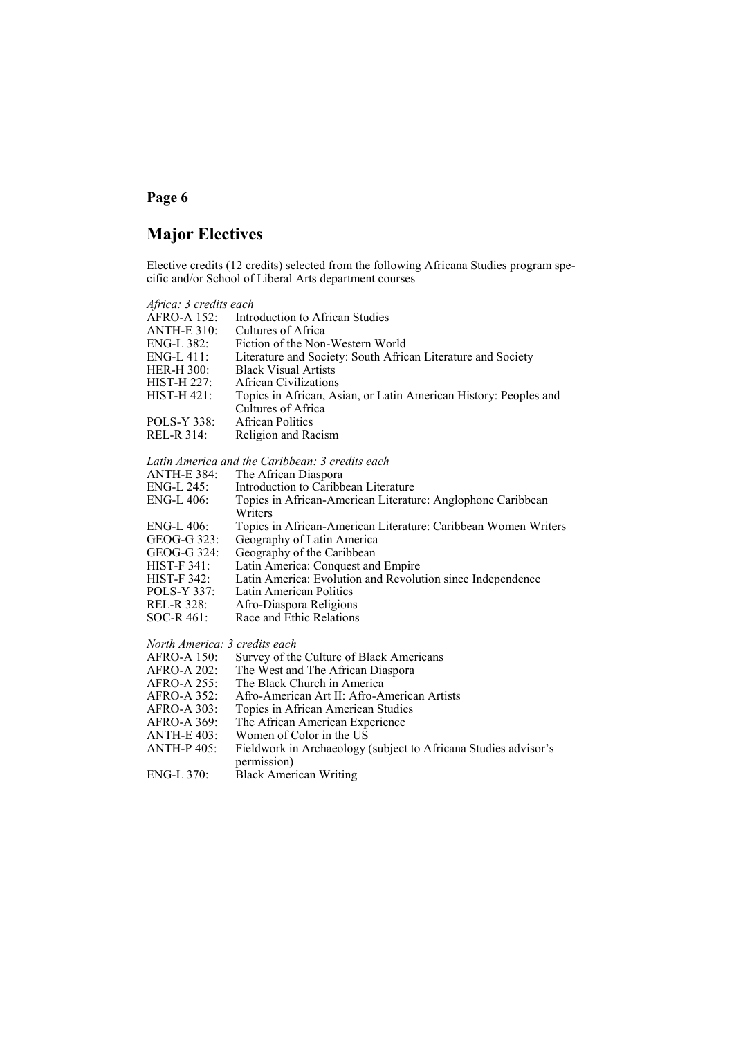## Major Electives

Elective credits (12 credits) selected from the following Africana Studies program specific and/or School of Liberal Arts department courses

*Africa: 3 credits each*

AFRO-A 152: Introduction to African Studies
ANTH-E 310: Cultures of Africa
ENG-L 382: Fiction of the Non-Western World
ENG-L 411: Literature and Society: South African Literature and Society
HER-H 300: Black Visual Artists
HIST-H 227: African Civilizations
HIST-H 421: Topics in African, Asian, or Latin American History: Peoples and Cultures of Africa
POLS-Y 338: African Politics
REL-R 314: Religion and Racism

*Latin America and the Caribbean: 3 credits each*

ANTH-E 384: The African Diaspora
ENG-L 245: Introduction to Caribbean Literature
ENG-L 406: Topics in African-American Literature: Anglophone Caribbean Writers
ENG-L 406: Topics in African-American Literature: Caribbean Women Writers
GEOG-G 323: Geography of Latin America
GEOG-G 324: Geography of the Caribbean
HIST-F 341: Latin America: Conquest and Empire
HIST-F 342: Latin America: Evolution and Revolution since Independence
POLS-Y 337: Latin American Politics
REL-R 328: Afro-Diaspora Religions
SOC-R 461: Race and Ethic Relations

*North America: 3 credits each*

AFRO-A 150: Survey of the Culture of Black Americans
AFRO-A 202: The West and The African Diaspora
AFRO-A 255: The Black Church in America
AFRO-A 352: Afro-American Art II: Afro-American Artists
AFRO-A 303: Topics in African American Studies
AFRO-A 369: The African American Experience
ANTH-E 403: Women of Color in the US
ANTH-P 405: Fieldwork in Archaeology (subject to Africana Studies advisor's permission)
ENG-L 370: Black American Writing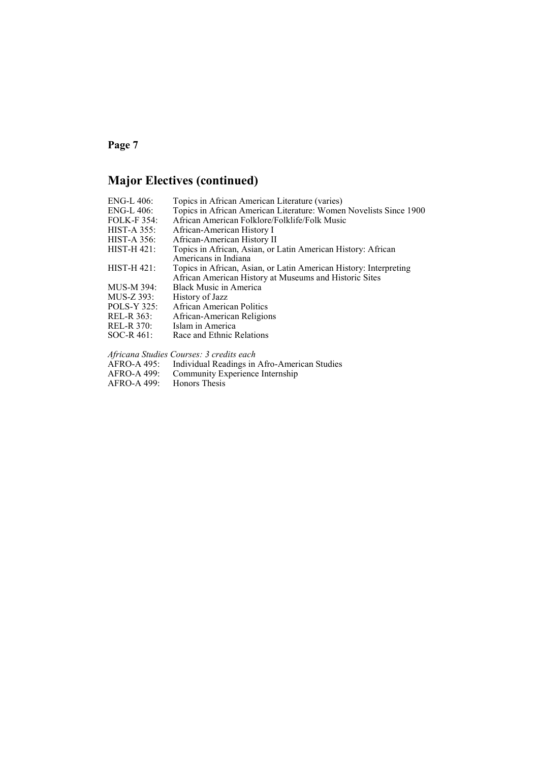## Major Electives (continued)

ENG-L 406: Topics in African American Literature (varies)
ENG-L 406: Topics in African American Literature: Women Novelists Since 1900
FOLK-F 354: African American Folklore/Folklife/Folk Music
HIST-A 355: African-American History I
HIST-A 356: African-American History II
HIST-H 421: Topics in African, Asian, or Latin American History: African Americans in Indiana
HIST-H 421: Topics in African, Asian, or Latin American History: Interpreting African American History at Museums and Historic Sites
MUS-M 394: Black Music in America
MUS-Z 393: History of Jazz
POLS-Y 325: African American Politics
REL-R 363: African-American Religions
REL-R 370: Islam in America
SOC-R 461: Race and Ethnic Relations

*Africana Studies Courses: 3 credits each*
AFRO-A 495: Individual Readings in Afro-American Studies
AFRO-A 499: Community Experience Internship
AFRO-A 499: Honors Thesis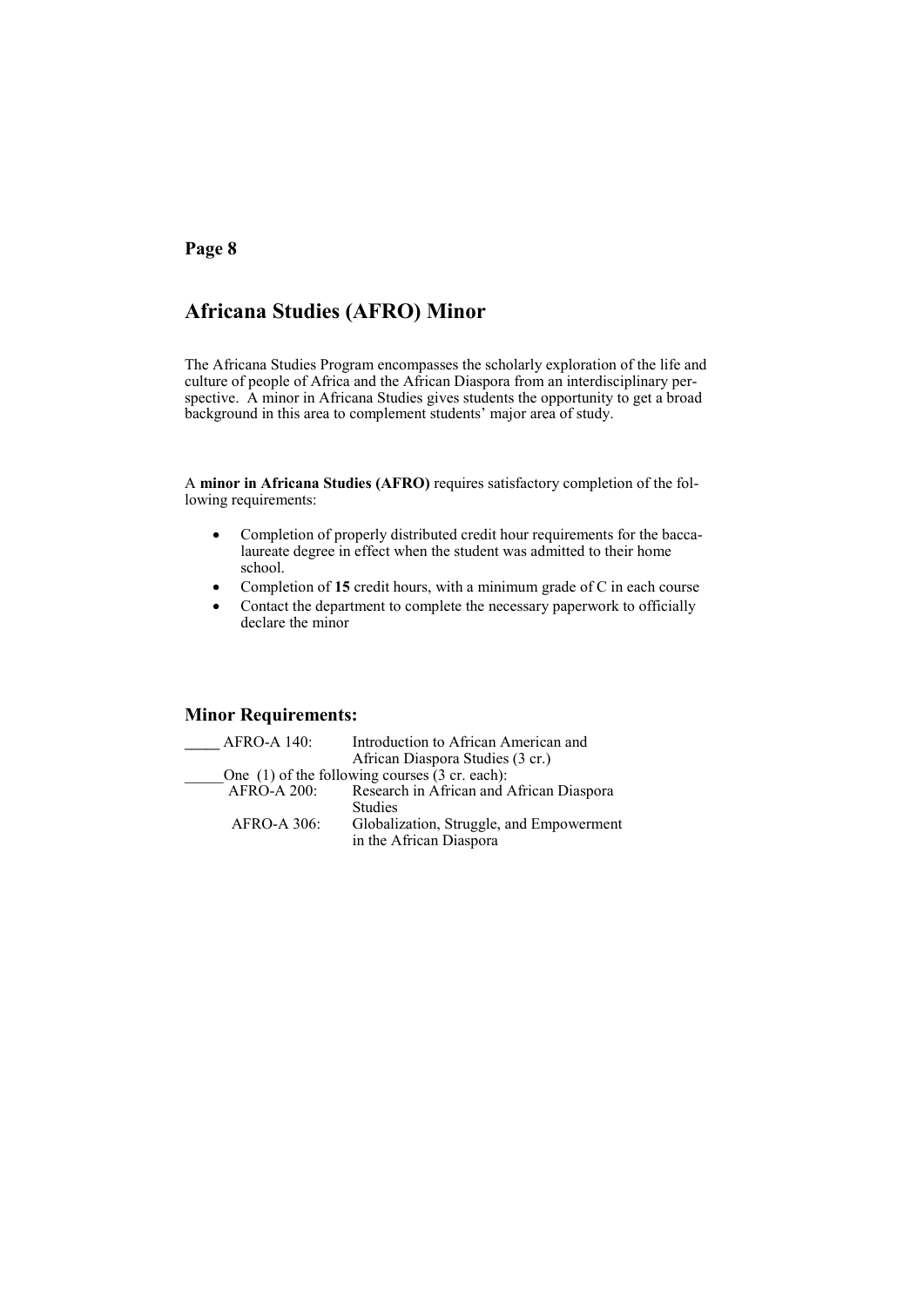## Africana Studies (AFRO) Minor

The Africana Studies Program encompasses the scholarly exploration of the life and culture of people of Africa and the African Diaspora from an interdisciplinary perspective. A minor in Africana Studies gives students the opportunity to get a broad background in this area to complement students' major area of study.

A **minor in Africana Studies (AFRO)** requires satisfactory completion of the following requirements:

- Completion of properly distributed credit hour requirements for the baccalaureate degree in effect when the student was admitted to their home school.
- Completion of **15** credit hours, with a minimum grade of C in each course
- Contact the department to complete the necessary paperwork to officially declare the minor

### Minor Requirements:

____ AFRO-A 140: Introduction to African American and African Diaspora Studies (3 cr.)

_____ One (1) of the following courses (3 cr. each):

- AFRO-A 200: Research in African and African Diaspora Studies
- AFRO-A 306: Globalization, Struggle, and Empowerment in the African Diaspora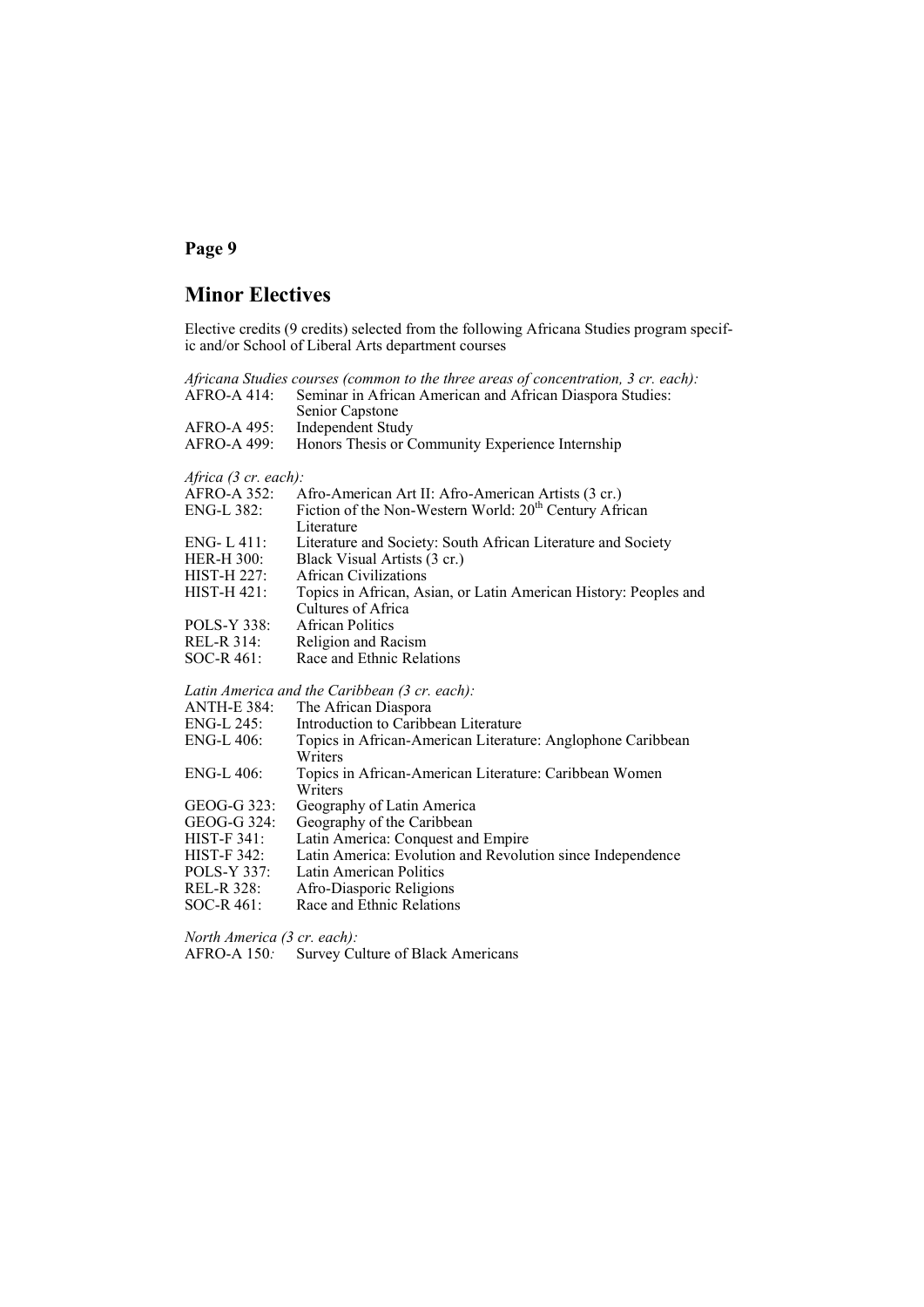## Page 9

## Minor Electives

Elective credits (9 credits) selected from the following Africana Studies program specific and/or School of Liberal Arts department courses

*Africana Studies courses (common to the three areas of concentration, 3 cr. each):*

AFRO-A 414: Seminar in African American and African Diaspora Studies: Senior Capstone
AFRO-A 495: Independent Study
AFRO-A 499: Honors Thesis or Community Experience Internship

*Africa (3 cr. each):*

AFRO-A 352: Afro-American Art II: Afro-American Artists (3 cr.)
ENG-L 382: Fiction of the Non-Western World: 20th Century African Literature
ENG- L 411: Literature and Society: South African Literature and Society
HER-H 300: Black Visual Artists (3 cr.)
HIST-H 227: African Civilizations
HIST-H 421: Topics in African, Asian, or Latin American History: Peoples and Cultures of Africa
POLS-Y 338: African Politics
REL-R 314: Religion and Racism
SOC-R 461: Race and Ethnic Relations

*Latin America and the Caribbean (3 cr. each):*

ANTH-E 384: The African Diaspora
ENG-L 245: Introduction to Caribbean Literature
ENG-L 406: Topics in African-American Literature: Anglophone Caribbean Writers
ENG-L 406: Topics in African-American Literature: Caribbean Women Writers
GEOG-G 323: Geography of Latin America
GEOG-G 324: Geography of the Caribbean
HIST-F 341: Latin America: Conquest and Empire
HIST-F 342: Latin America: Evolution and Revolution since Independence
POLS-Y 337: Latin American Politics
REL-R 328: Afro-Diasporic Religions
SOC-R 461: Race and Ethnic Relations

*North America (3 cr. each):*

AFRO-A 150: Survey Culture of Black Americans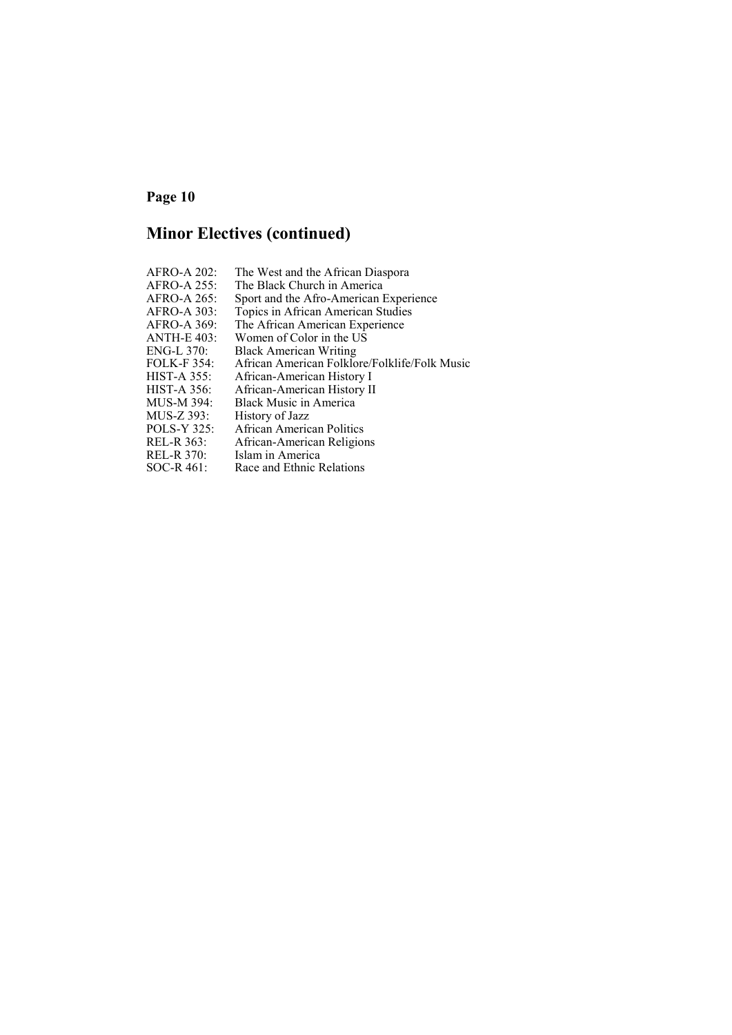## Minor Electives (continued)

AFRO-A 202: The West and the African Diaspora
AFRO-A 255: The Black Church in America
AFRO-A 265: Sport and the Afro-American Experience
AFRO-A 303: Topics in African American Studies
AFRO-A 369: The African American Experience
ANTH-E 403: Women of Color in the US
ENG-L 370: Black American Writing
FOLK-F 354: African American Folklore/Folklife/Folk Music
HIST-A 355: African-American History I
HIST-A 356: African-American History II
MUS-M 394: Black Music in America
MUS-Z 393: History of Jazz
POLS-Y 325: African American Politics
REL-R 363: African-American Religions
REL-R 370: Islam in America
SOC-R 461: Race and Ethnic Relations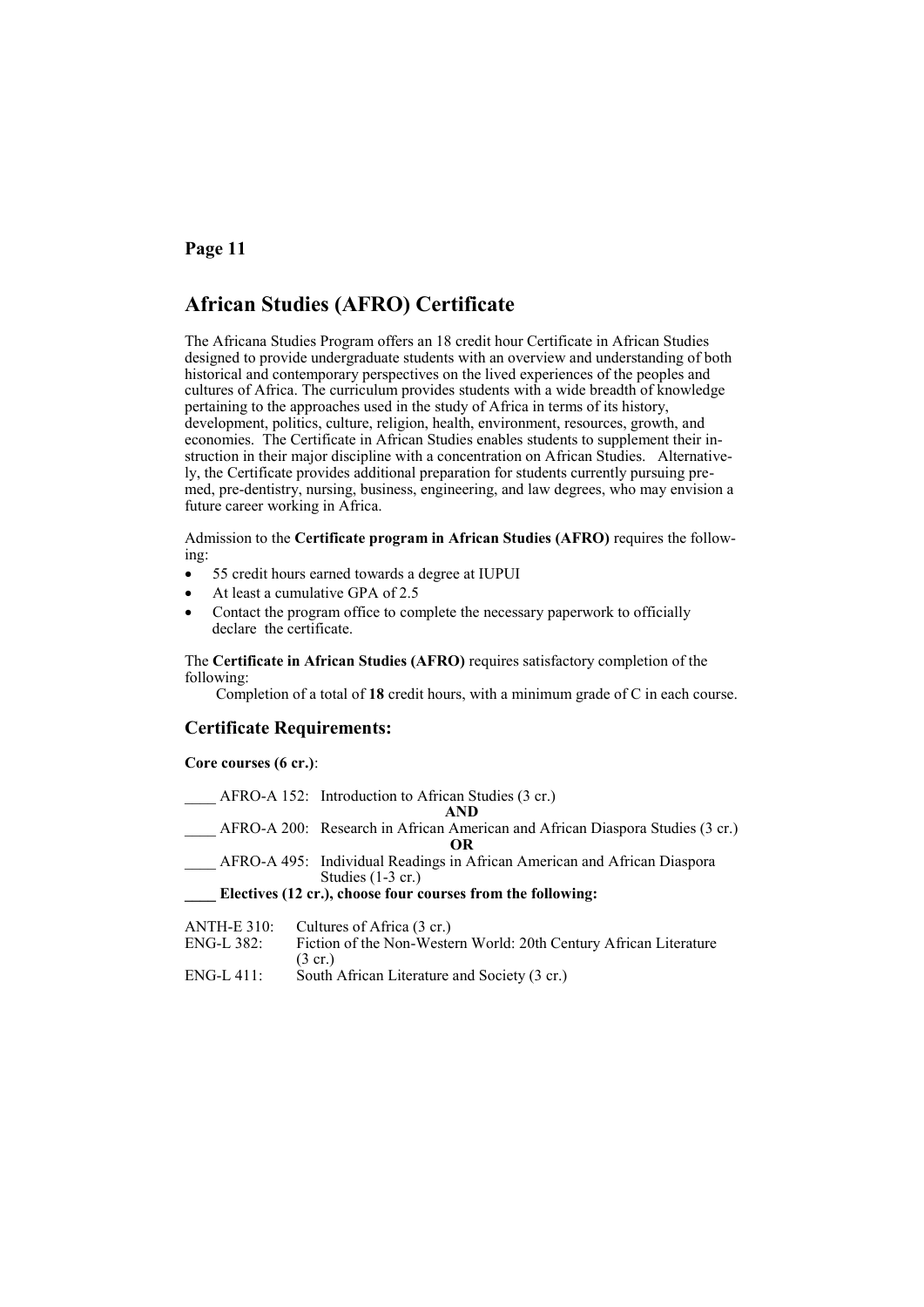## African Studies (AFRO) Certificate

The Africana Studies Program offers an 18 credit hour Certificate in African Studies designed to provide undergraduate students with an overview and understanding of both historical and contemporary perspectives on the lived experiences of the peoples and cultures of Africa. The curriculum provides students with a wide breadth of knowledge pertaining to the approaches used in the study of Africa in terms of its history, development, politics, culture, religion, health, environment, resources, growth, and economies. The Certificate in African Studies enables students to supplement their instruction in their major discipline with a concentration on African Studies. Alternatively, the Certificate provides additional preparation for students currently pursuing pre-med, pre-dentistry, nursing, business, engineering, and law degrees, who may envision a future career working in Africa.

Admission to the **Certificate program in African Studies (AFRO)** requires the following:

- 55 credit hours earned towards a degree at IUPUI
- At least a cumulative GPA of 2.5
- Contact the program office to complete the necessary paperwork to officially declare the certificate.

The **Certificate in African Studies (AFRO)** requires satisfactory completion of the following:

Completion of a total of **18** credit hours, with a minimum grade of C in each course.

### Certificate Requirements:

**Core courses (6 cr.)**:

____ AFRO-A 152: Introduction to African Studies (3 cr.)

**AND**

____ AFRO-A 200: Research in African American and African Diaspora Studies (3 cr.)

**OR**

____ AFRO-A 495: Individual Readings in African American and African Diaspora Studies (1-3 cr.)

**____ Electives (12 cr.), choose four courses from the following:**

ANTH-E 310: Cultures of Africa (3 cr.)
ENG-L 382: Fiction of the Non-Western World: 20th Century African Literature (3 cr.)
ENG-L 411: South African Literature and Society (3 cr.)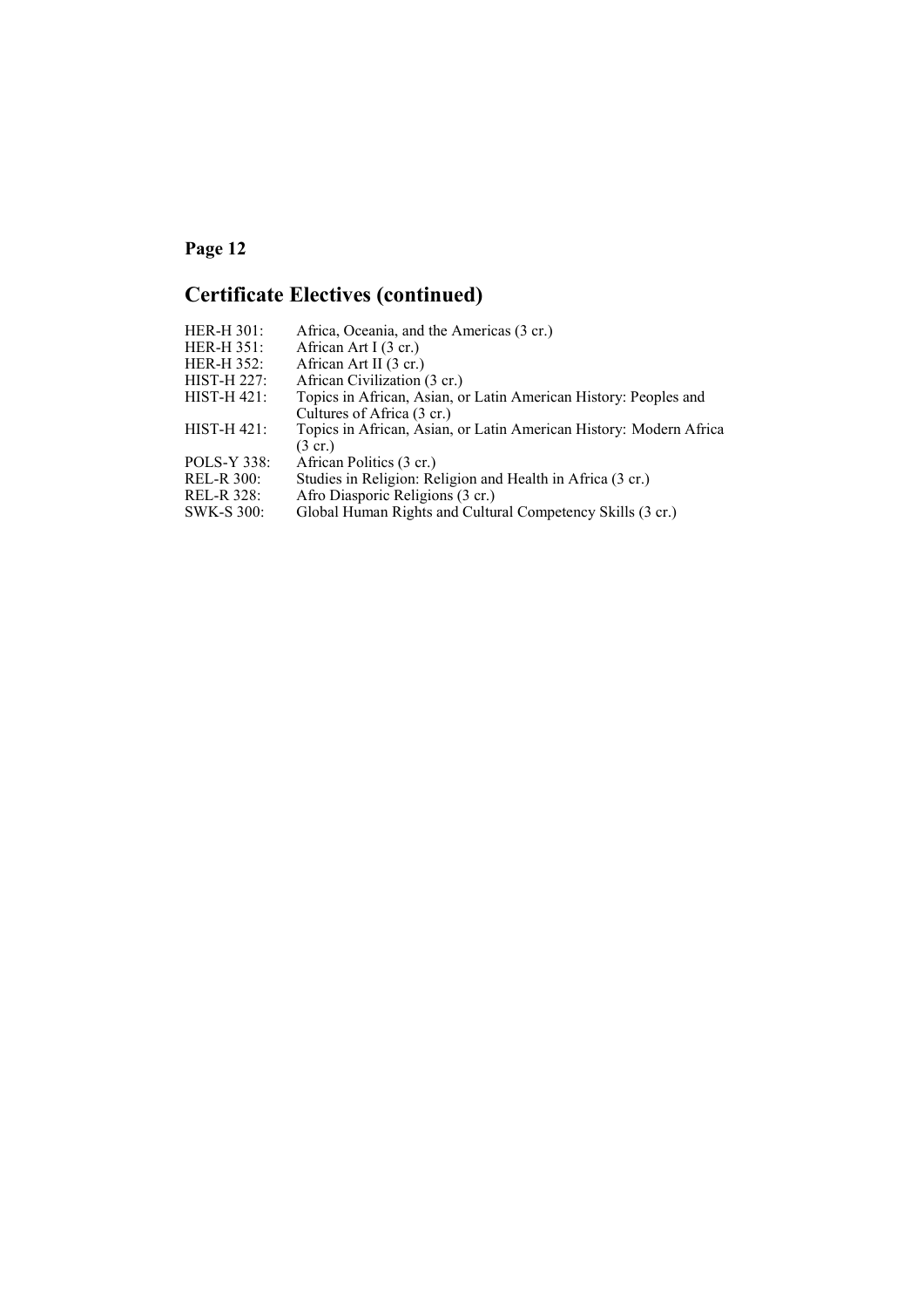## Certificate Electives (continued)

| | |
|---|---|
| HER-H 301: | Africa, Oceania, and the Americas (3 cr.) |
| HER-H 351: | African Art I (3 cr.) |
| HER-H 352: | African Art II (3 cr.) |
| HIST-H 227: | African Civilization (3 cr.) |
| HIST-H 421: | Topics in African, Asian, or Latin American History: Peoples and Cultures of Africa (3 cr.) |
| HIST-H 421: | Topics in African, Asian, or Latin American History: Modern Africa (3 cr.) |
| POLS-Y 338: | African Politics (3 cr.) |
| REL-R 300: | Studies in Religion: Religion and Health in Africa (3 cr.) |
| REL-R 328: | Afro Diasporic Religions (3 cr.) |
| SWK-S 300: | Global Human Rights and Cultural Competency Skills (3 cr.) |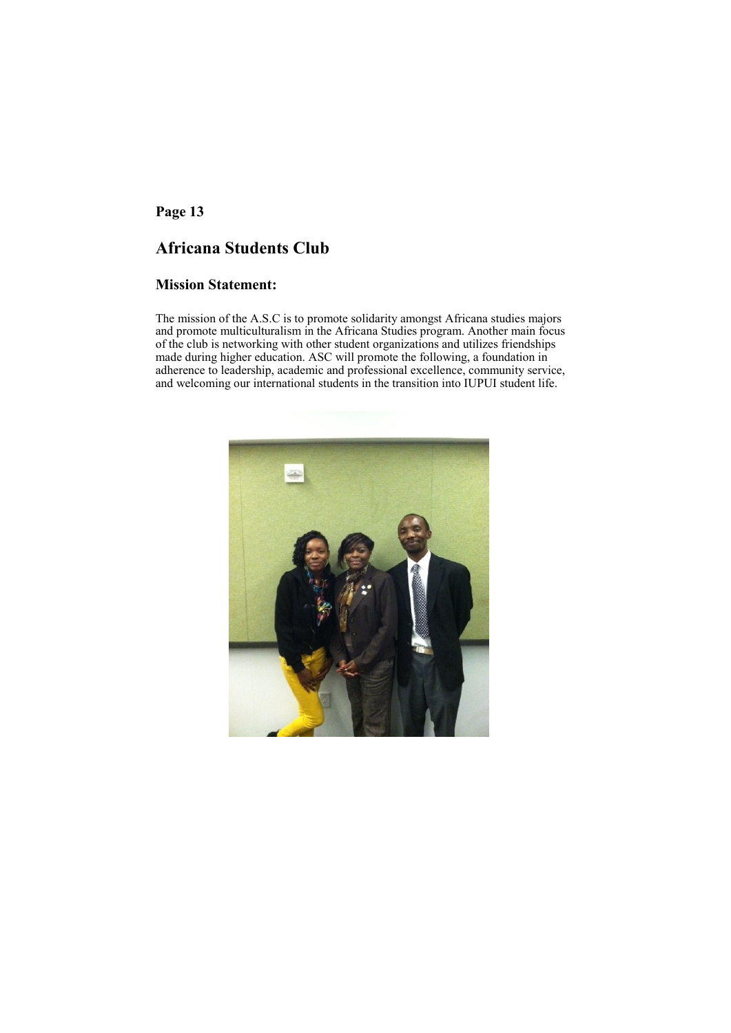# Africana Students Club

## Mission Statement:

The mission of the A.S.C is to promote solidarity amongst Africana studies majors and promote multiculturalism in the Africana Studies program. Another main focus of the club is networking with other student organizations and utilizes friendships made during higher education. ASC will promote the following, a foundation in adherence to leadership, academic and professional excellence, community service, and welcoming our international students in the transition into IUPUI student life.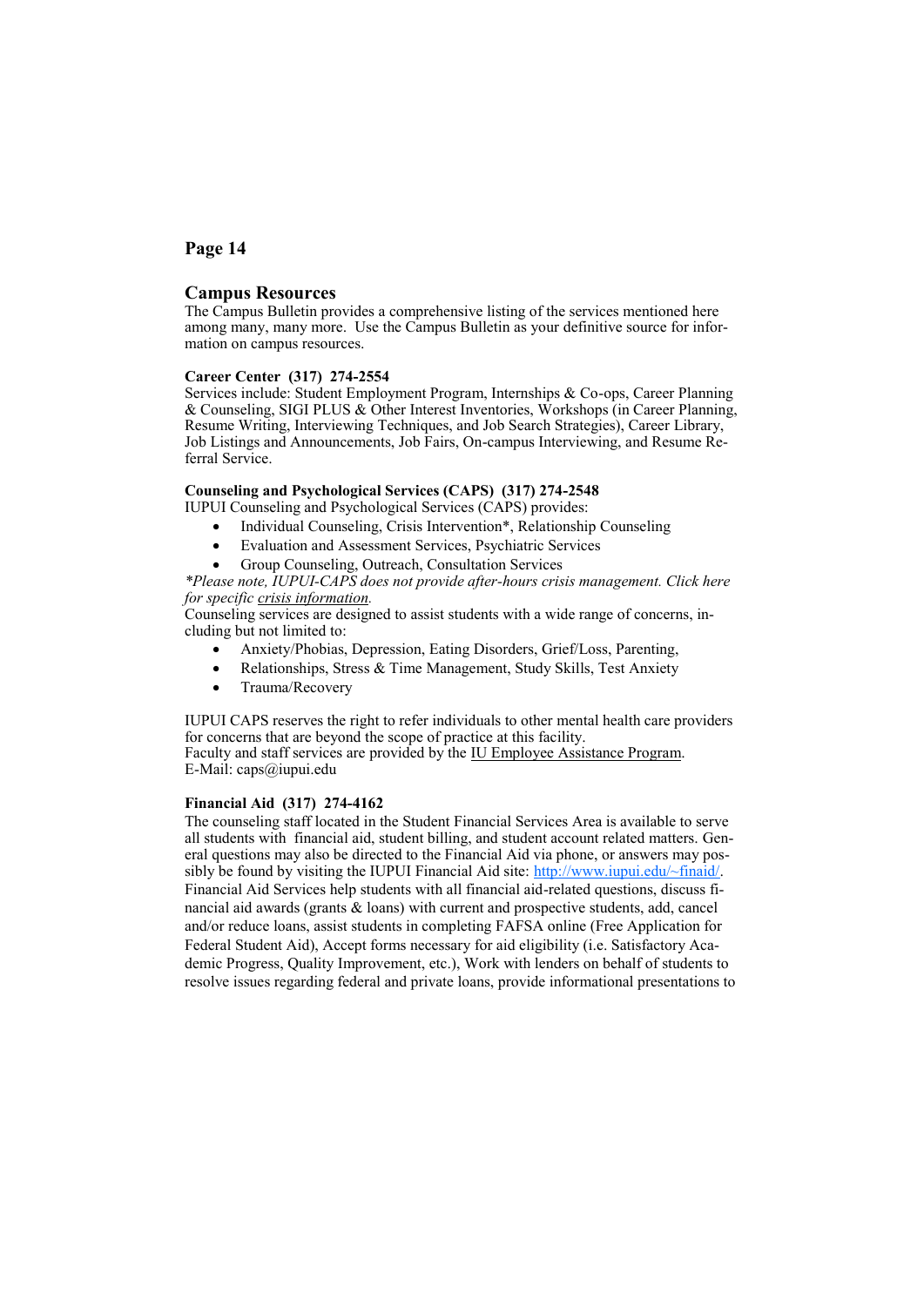## Campus Resources

The Campus Bulletin provides a comprehensive listing of the services mentioned here among many, many more. Use the Campus Bulletin as your definitive source for information on campus resources.

**Career Center (317) 274-2554**

Services include: Student Employment Program, Internships & Co-ops, Career Planning & Counseling, SIGI PLUS & Other Interest Inventories, Workshops (in Career Planning, Resume Writing, Interviewing Techniques, and Job Search Strategies), Career Library, Job Listings and Announcements, Job Fairs, On-campus Interviewing, and Resume Referral Service.

**Counseling and Psychological Services (CAPS) (317) 274-2548**

IUPUI Counseling and Psychological Services (CAPS) provides:

- Individual Counseling, Crisis Intervention*, Relationship Counseling
- Evaluation and Assessment Services, Psychiatric Services
- Group Counseling, Outreach, Consultation Services

*\*Please note, IUPUI-CAPS does not provide after-hours crisis management. Click here for specific crisis information.*

Counseling services are designed to assist students with a wide range of concerns, including but not limited to:

- Anxiety/Phobias, Depression, Eating Disorders, Grief/Loss, Parenting,
- Relationships, Stress & Time Management, Study Skills, Test Anxiety
- Trauma/Recovery

IUPUI CAPS reserves the right to refer individuals to other mental health care providers for concerns that are beyond the scope of practice at this facility.
Faculty and staff services are provided by the IU Employee Assistance Program.
E-Mail: caps@iupui.edu

**Financial Aid (317) 274-4162**

The counseling staff located in the Student Financial Services Area is available to serve all students with financial aid, student billing, and student account related matters. General questions may also be directed to the Financial Aid via phone, or answers may possibly be found by visiting the IUPUI Financial Aid site: http://www.iupui.edu/~finaid/.
Financial Aid Services help students with all financial aid-related questions, discuss financial aid awards (grants & loans) with current and prospective students, add, cancel and/or reduce loans, assist students in completing FAFSA online (Free Application for Federal Student Aid), Accept forms necessary for aid eligibility (i.e. Satisfactory Academic Progress, Quality Improvement, etc.), Work with lenders on behalf of students to resolve issues regarding federal and private loans, provide informational presentations to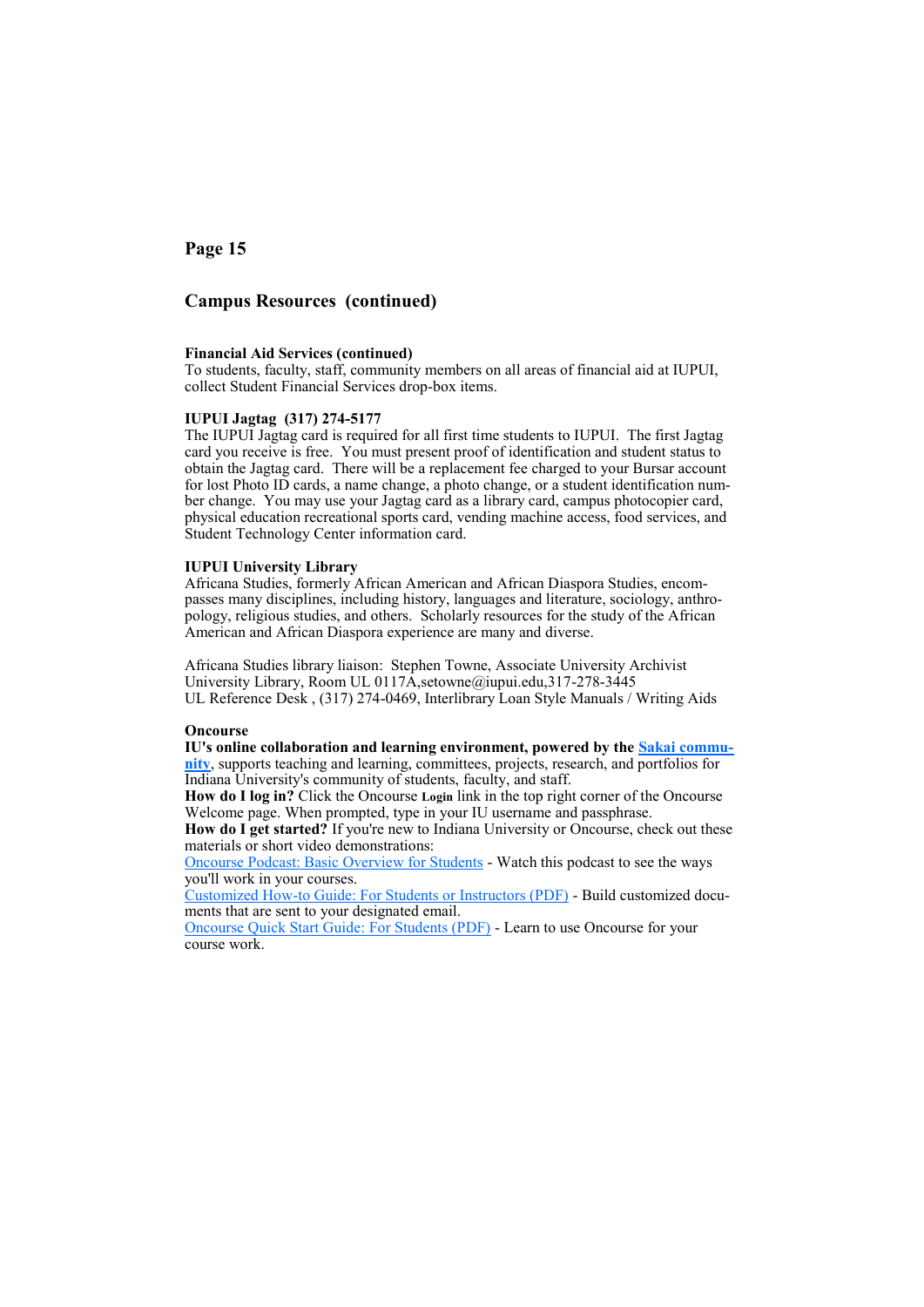## Campus Resources (continued)

**Financial Aid Services (continued)**
To students, faculty, staff, community members on all areas of financial aid at IUPUI, collect Student Financial Services drop-box items.

**IUPUI Jagtag (317) 274-5177**
The IUPUI Jagtag card is required for all first time students to IUPUI. The first Jagtag card you receive is free. You must present proof of identification and student status to obtain the Jagtag card. There will be a replacement fee charged to your Bursar account for lost Photo ID cards, a name change, a photo change, or a student identification number change. You may use your Jagtag card as a library card, campus photocopier card, physical education recreational sports card, vending machine access, food services, and Student Technology Center information card.

**IUPUI University Library**
Africana Studies, formerly African American and African Diaspora Studies, encompasses many disciplines, including history, languages and literature, sociology, anthropology, religious studies, and others. Scholarly resources for the study of the African American and African Diaspora experience are many and diverse.

Africana Studies library liaison: Stephen Towne, Associate University Archivist
University Library, Room UL 0117A,setowne@iupui.edu,317-278-3445
UL Reference Desk , (317) 274-0469, Interlibrary Loan Style Manuals / Writing Aids

**Oncourse**
**IU's online collaboration and learning environment, powered by the Sakai community**, supports teaching and learning, committees, projects, research, and portfolios for Indiana University's community of students, faculty, and staff.
**How do I log in?** Click the Oncourse **Login** link in the top right corner of the Oncourse Welcome page. When prompted, type in your IU username and passphrase.
**How do I get started?** If you're new to Indiana University or Oncourse, check out these materials or short video demonstrations:
Oncourse Podcast: Basic Overview for Students - Watch this podcast to see the ways you'll work in your courses.
Customized How-to Guide: For Students or Instructors (PDF) - Build customized documents that are sent to your designated email.
Oncourse Quick Start Guide: For Students (PDF) - Learn to use Oncourse for your course work.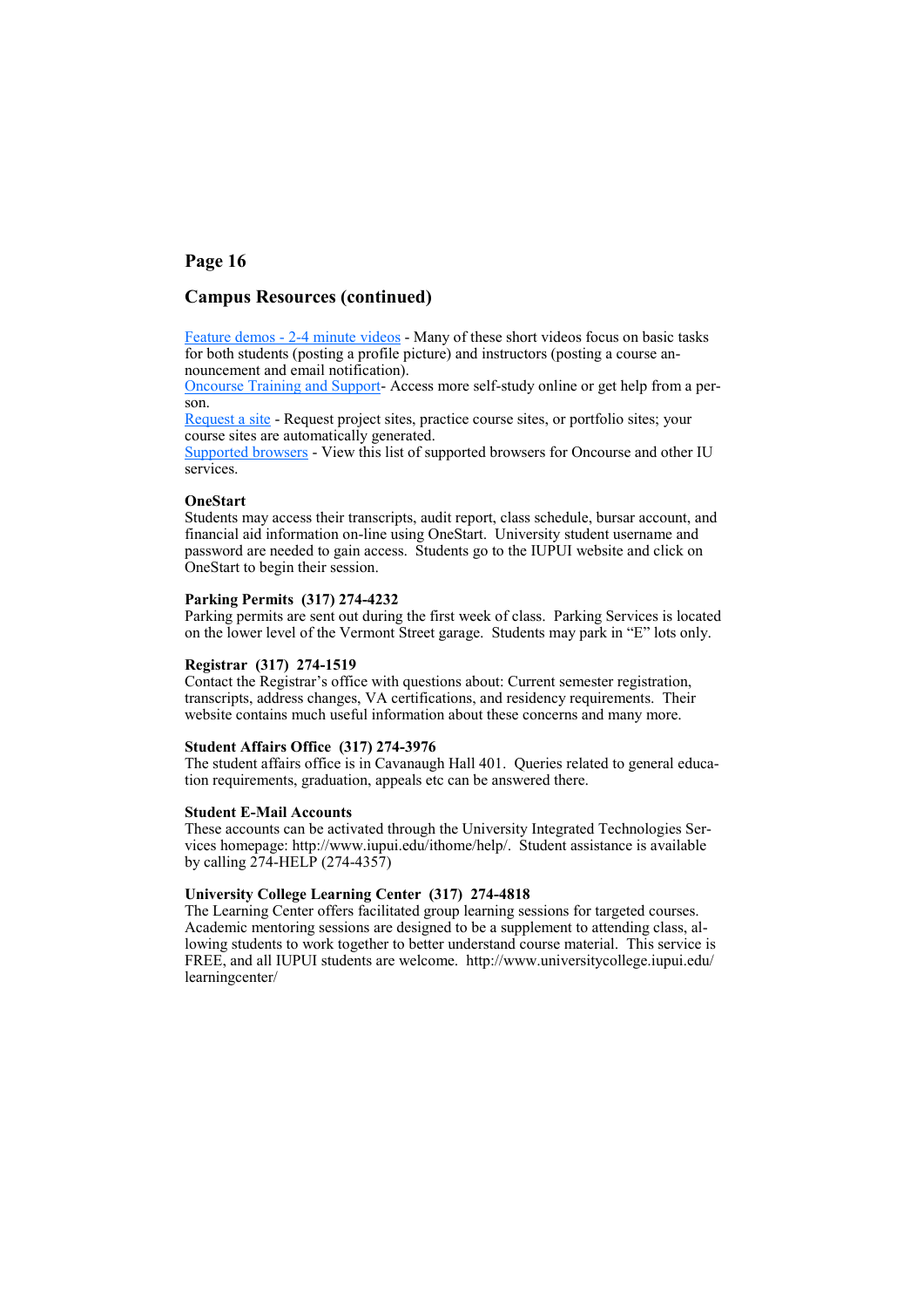## Page 16

## Campus Resources (continued)

Feature demos - 2-4 minute videos - Many of these short videos focus on basic tasks for both students (posting a profile picture) and instructors (posting a course announcement and email notification).
Oncourse Training and Support- Access more self-study online or get help from a person.
Request a site - Request project sites, practice course sites, or portfolio sites; your course sites are automatically generated.
Supported browsers - View this list of supported browsers for Oncourse and other IU services.

**OneStart**
Students may access their transcripts, audit report, class schedule, bursar account, and financial aid information on-line using OneStart. University student username and password are needed to gain access. Students go to the IUPUI website and click on OneStart to begin their session.

**Parking Permits (317) 274-4232**
Parking permits are sent out during the first week of class. Parking Services is located on the lower level of the Vermont Street garage. Students may park in "E" lots only.

**Registrar (317) 274-1519**
Contact the Registrar's office with questions about: Current semester registration, transcripts, address changes, VA certifications, and residency requirements. Their website contains much useful information about these concerns and many more.

**Student Affairs Office (317) 274-3976**
The student affairs office is in Cavanaugh Hall 401. Queries related to general education requirements, graduation, appeals etc can be answered there.

**Student E-Mail Accounts**
These accounts can be activated through the University Integrated Technologies Services homepage: http://www.iupui.edu/ithome/help/. Student assistance is available by calling 274-HELP (274-4357)

**University College Learning Center (317) 274-4818**
The Learning Center offers facilitated group learning sessions for targeted courses. Academic mentoring sessions are designed to be a supplement to attending class, allowing students to work together to better understand course material. This service is FREE, and all IUPUI students are welcome. http://www.universitycollege.iupui.edu/learningcenter/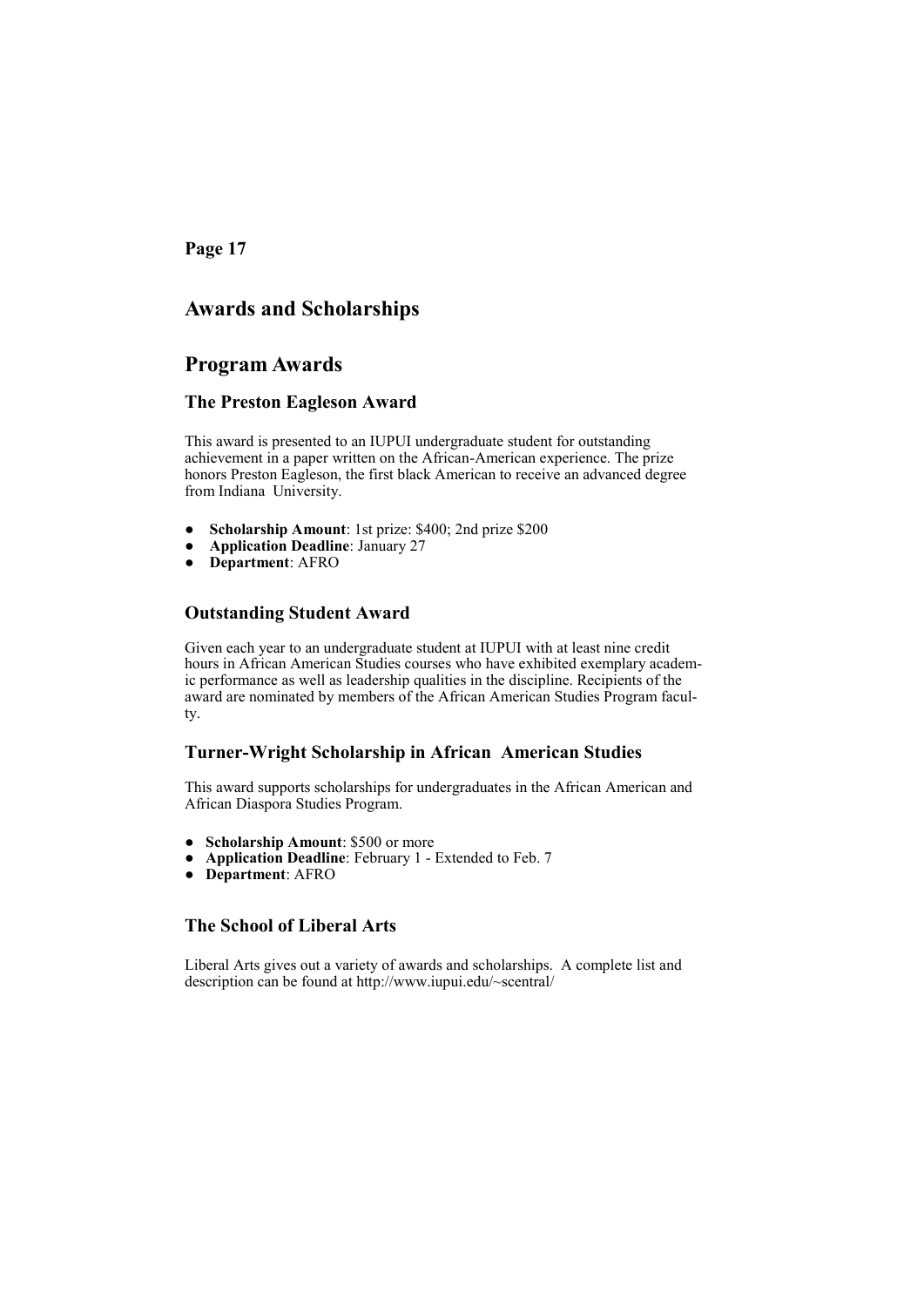# Awards and Scholarships

## Program Awards

### The Preston Eagleson Award

This award is presented to an IUPUI undergraduate student for outstanding achievement in a paper written on the African-American experience. The prize honors Preston Eagleson, the first black American to receive an advanced degree from Indiana University.

- **Scholarship Amount**: 1st prize: $400; 2nd prize $200
- **Application Deadline**: January 27
- **Department**: AFRO

### Outstanding Student Award

Given each year to an undergraduate student at IUPUI with at least nine credit hours in African American Studies courses who have exhibited exemplary academic performance as well as leadership qualities in the discipline. Recipients of the award are nominated by members of the African American Studies Program faculty.

### Turner-Wright Scholarship in African American Studies

This award supports scholarships for undergraduates in the African American and African Diaspora Studies Program.

- **Scholarship Amount**: $500 or more
- **Application Deadline**: February 1 - Extended to Feb. 7
- **Department**: AFRO

### The School of Liberal Arts

Liberal Arts gives out a variety of awards and scholarships. A complete list and description can be found at http://www.iupui.edu/~scentral/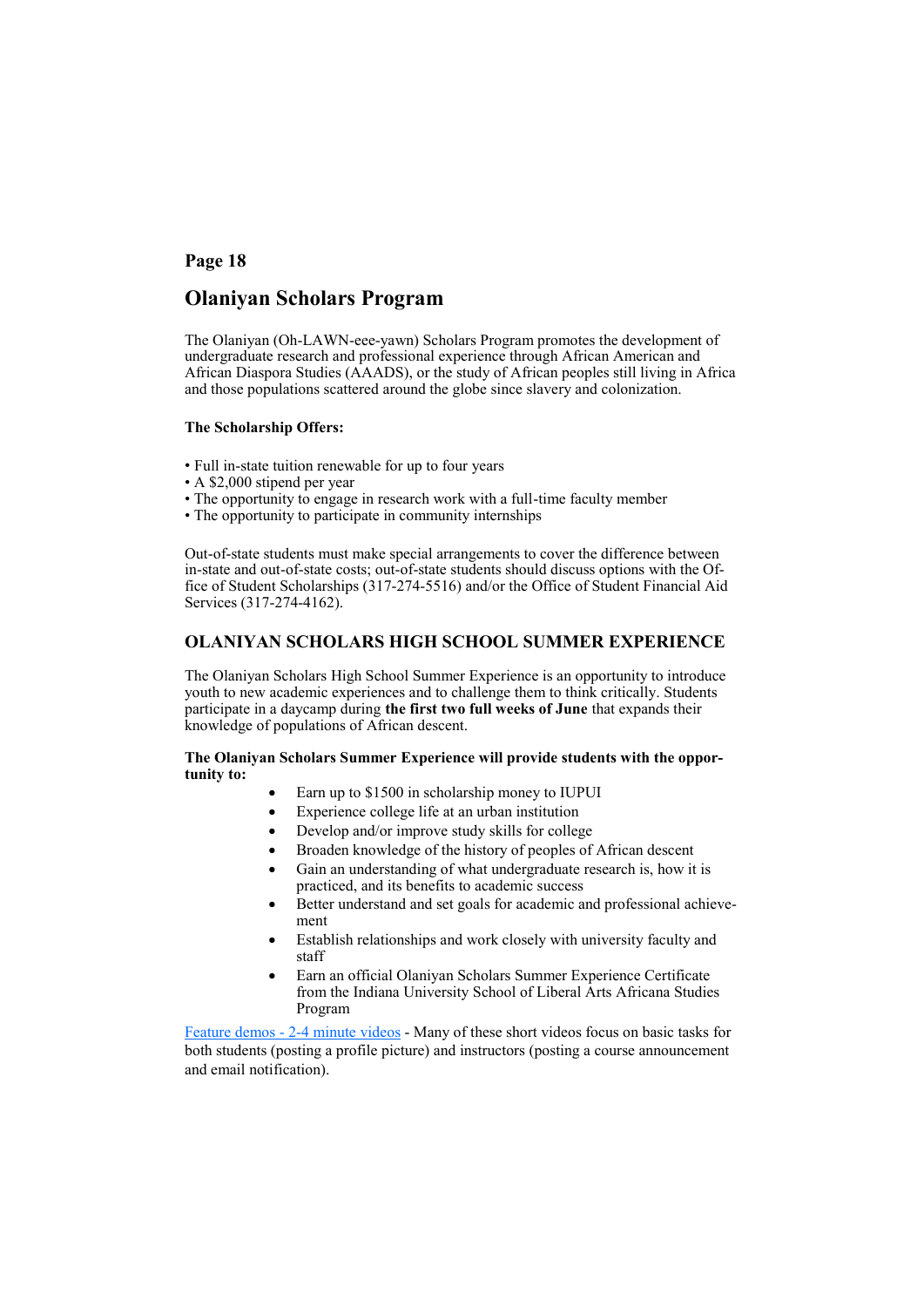**Page 18**

# Olaniyan Scholars Program

The Olaniyan (Oh-LAWN-eee-yawn) Scholars Program promotes the development of undergraduate research and professional experience through African American and African Diaspora Studies (AAADS), or the study of African peoples still living in Africa and those populations scattered around the globe since slavery and colonization.

**The Scholarship Offers:**

- Full in-state tuition renewable for up to four years
- A $2,000 stipend per year
- The opportunity to engage in research work with a full-time faculty member
- The opportunity to participate in community internships

Out-of-state students must make special arrangements to cover the difference between in-state and out-of-state costs; out-of-state students should discuss options with the Office of Student Scholarships (317-274-5516) and/or the Office of Student Financial Aid Services (317-274-4162).

## OLANIYAN SCHOLARS HIGH SCHOOL SUMMER EXPERIENCE

The Olaniyan Scholars High School Summer Experience is an opportunity to introduce youth to new academic experiences and to challenge them to think critically. Students participate in a daycamp during **the first two full weeks of June** that expands their knowledge of populations of African descent.

**The Olaniyan Scholars Summer Experience will provide students with the opportunity to:**

- Earn up to $1500 in scholarship money to IUPUI
- Experience college life at an urban institution
- Develop and/or improve study skills for college
- Broaden knowledge of the history of peoples of African descent
- Gain an understanding of what undergraduate research is, how it is practiced, and its benefits to academic success
- Better understand and set goals for academic and professional achievement
- Establish relationships and work closely with university faculty and staff
- Earn an official Olaniyan Scholars Summer Experience Certificate from the Indiana University School of Liberal Arts Africana Studies Program

Feature demos - 2-4 minute videos - Many of these short videos focus on basic tasks for both students (posting a profile picture) and instructors (posting a course announcement and email notification).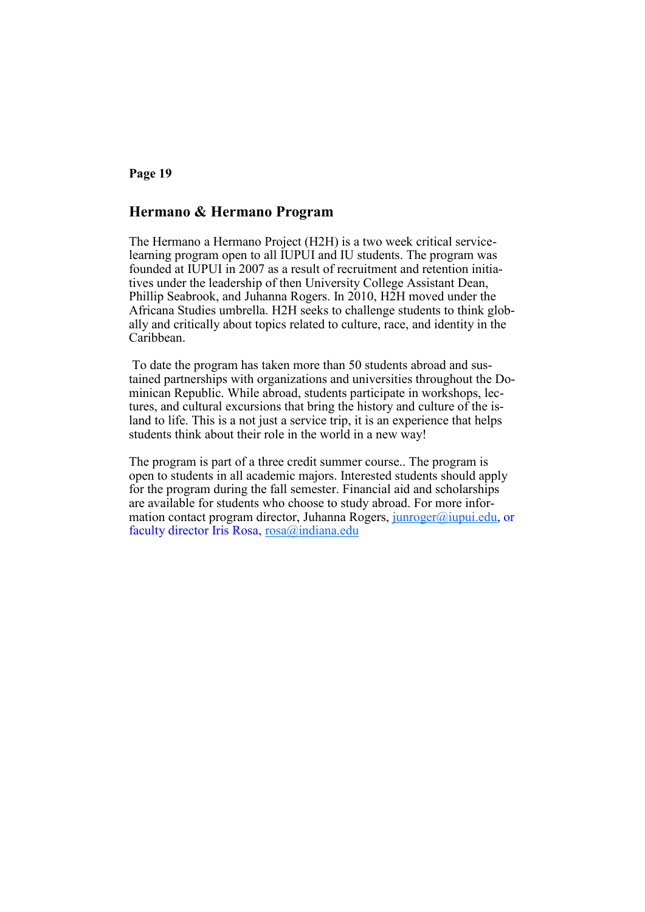## Hermano & Hermano Program

The Hermano a Hermano Project (H2H) is a two week critical service-learning program open to all IUPUI and IU students. The program was founded at IUPUI in 2007 as a result of recruitment and retention initiatives under the leadership of then University College Assistant Dean, Phillip Seabrook, and Juhanna Rogers. In 2010, H2H moved under the Africana Studies umbrella. H2H seeks to challenge students to think globally and critically about topics related to culture, race, and identity in the Caribbean.

To date the program has taken more than 50 students abroad and sustained partnerships with organizations and universities throughout the Dominican Republic. While abroad, students participate in workshops, lectures, and cultural excursions that bring the history and culture of the island to life. This is a not just a service trip, it is an experience that helps students think about their role in the world in a new way!

The program is part of a three credit summer course.. The program is open to students in all academic majors. Interested students should apply for the program during the fall semester. Financial aid and scholarships are available for students who choose to study abroad. For more information contact program director, Juhanna Rogers, junroger@iupui.edu, or faculty director Iris Rosa, rosa@indiana.edu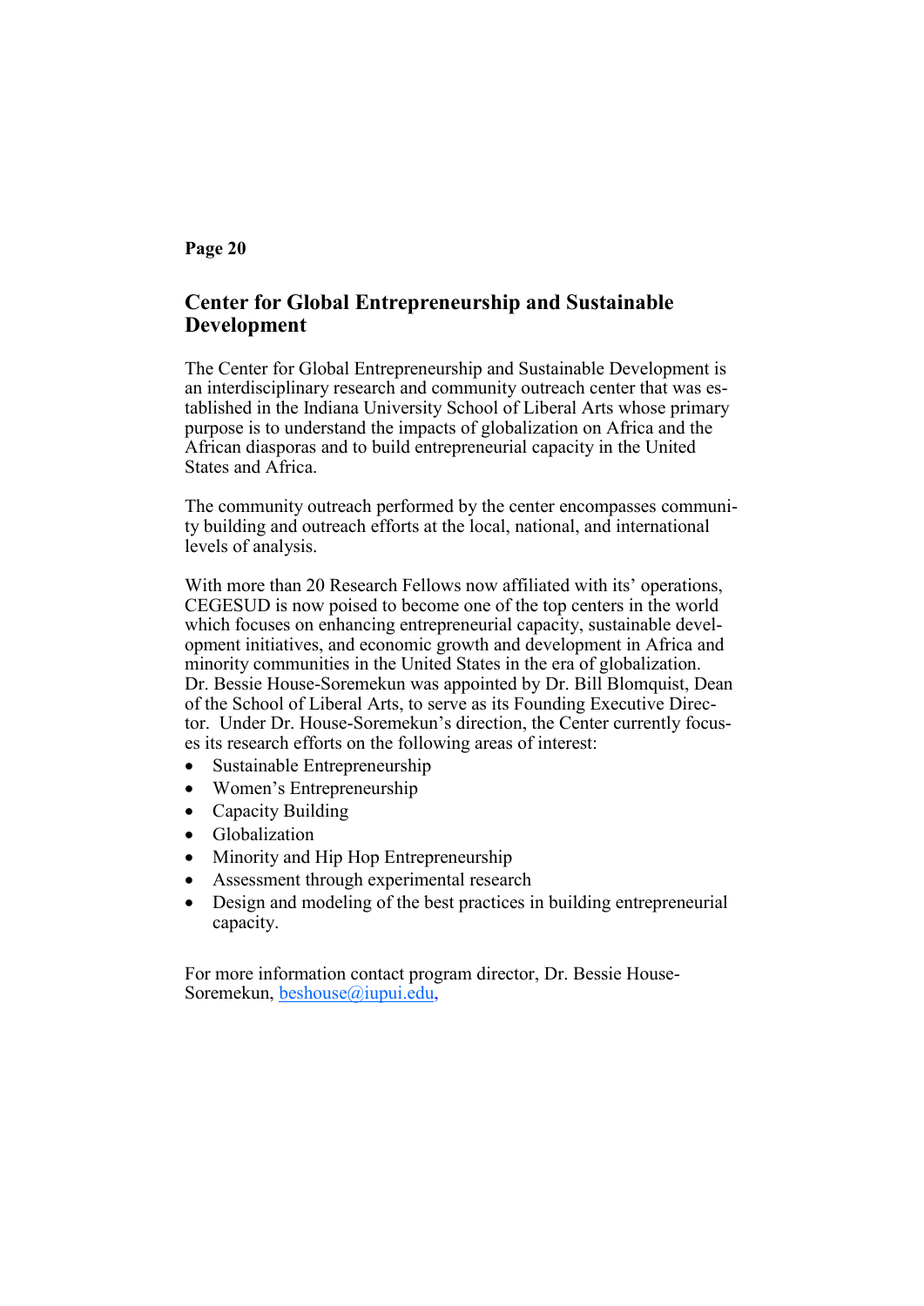## Center for Global Entrepreneurship and Sustainable Development

The Center for Global Entrepreneurship and Sustainable Development is an interdisciplinary research and community outreach center that was established in the Indiana University School of Liberal Arts whose primary purpose is to understand the impacts of globalization on Africa and the African diasporas and to build entrepreneurial capacity in the United States and Africa.

The community outreach performed by the center encompasses community building and outreach efforts at the local, national, and international levels of analysis.

With more than 20 Research Fellows now affiliated with its' operations, CEGESUD is now poised to become one of the top centers in the world which focuses on enhancing entrepreneurial capacity, sustainable development initiatives, and economic growth and development in Africa and minority communities in the United States in the era of globalization. Dr. Bessie House-Soremekun was appointed by Dr. Bill Blomquist, Dean of the School of Liberal Arts, to serve as its Founding Executive Director. Under Dr. House-Soremekun's direction, the Center currently focuses its research efforts on the following areas of interest:

- Sustainable Entrepreneurship
- Women's Entrepreneurship
- Capacity Building
- Globalization
- Minority and Hip Hop Entrepreneurship
- Assessment through experimental research
- Design and modeling of the best practices in building entrepreneurial capacity.

For more information contact program director, Dr. Bessie House-Soremekun, beshouse@iupui.edu,